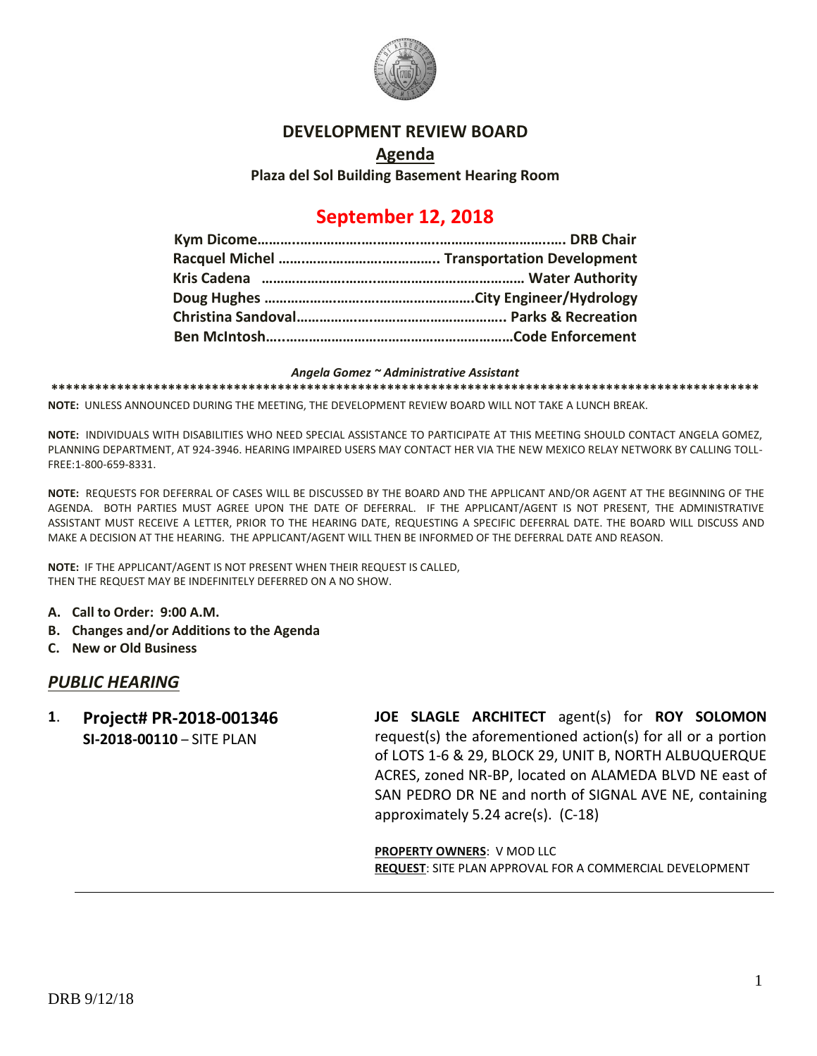# DEVELOPMENT REVIEW BOARD

## Agenda

**Plaza del Sol Building Basement Hearing Room**

## September 12, 2018

**Kym Dicome……………………………………………………………. DRB Chair**
**Racquel Michel …………………………………… Transportation Development**
**Kris Cadena ……………………………………………………… Water Authority**
**Doug Hughes ……………………………………………….City Engineer/Hydrology**
**Christina Sandoval……………………………………………. Parks & Recreation**
**Ben McIntosh…………………………………………………………Code Enforcement**

***Angela Gomez ~ Administrative Assistant***

**************************************************************************************************

**NOTE:** UNLESS ANNOUNCED DURING THE MEETING, THE DEVELOPMENT REVIEW BOARD WILL NOT TAKE A LUNCH BREAK.

**NOTE:** INDIVIDUALS WITH DISABILITIES WHO NEED SPECIAL ASSISTANCE TO PARTICIPATE AT THIS MEETING SHOULD CONTACT ANGELA GOMEZ, PLANNING DEPARTMENT, AT 924-3946. HEARING IMPAIRED USERS MAY CONTACT HER VIA THE NEW MEXICO RELAY NETWORK BY CALLING TOLL-FREE:1-800-659-8331.

**NOTE:** REQUESTS FOR DEFERRAL OF CASES WILL BE DISCUSSED BY THE BOARD AND THE APPLICANT AND/OR AGENT AT THE BEGINNING OF THE AGENDA. BOTH PARTIES MUST AGREE UPON THE DATE OF DEFERRAL. IF THE APPLICANT/AGENT IS NOT PRESENT, THE ADMINISTRATIVE ASSISTANT MUST RECEIVE A LETTER, PRIOR TO THE HEARING DATE, REQUESTING A SPECIFIC DEFERRAL DATE. THE BOARD WILL DISCUSS AND MAKE A DECISION AT THE HEARING. THE APPLICANT/AGENT WILL THEN BE INFORMED OF THE DEFERRAL DATE AND REASON.

**NOTE:** IF THE APPLICANT/AGENT IS NOT PRESENT WHEN THEIR REQUEST IS CALLED, THEN THE REQUEST MAY BE INDEFINITELY DEFERRED ON A NO SHOW.

- **A. Call to Order: 9:00 A.M.**
- **B. Changes and/or Additions to the Agenda**
- **C. New or Old Business**

## *PUBLIC HEARING*

**1. Project# PR-2018-001346**
**SI-2018-00110** – SITE PLAN

**JOE SLAGLE ARCHITECT** agent(s) for **ROY SOLOMON** request(s) the aforementioned action(s) for all or a portion of LOTS 1-6 & 29, BLOCK 29, UNIT B, NORTH ALBUQUERQUE ACRES, zoned NR-BP, located on ALAMEDA BLVD NE east of SAN PEDRO DR NE and north of SIGNAL AVE NE, containing approximately 5.24 acre(s). (C-18)

**PROPERTY OWNERS**: V MOD LLC
**REQUEST**: SITE PLAN APPROVAL FOR A COMMERCIAL DEVELOPMENT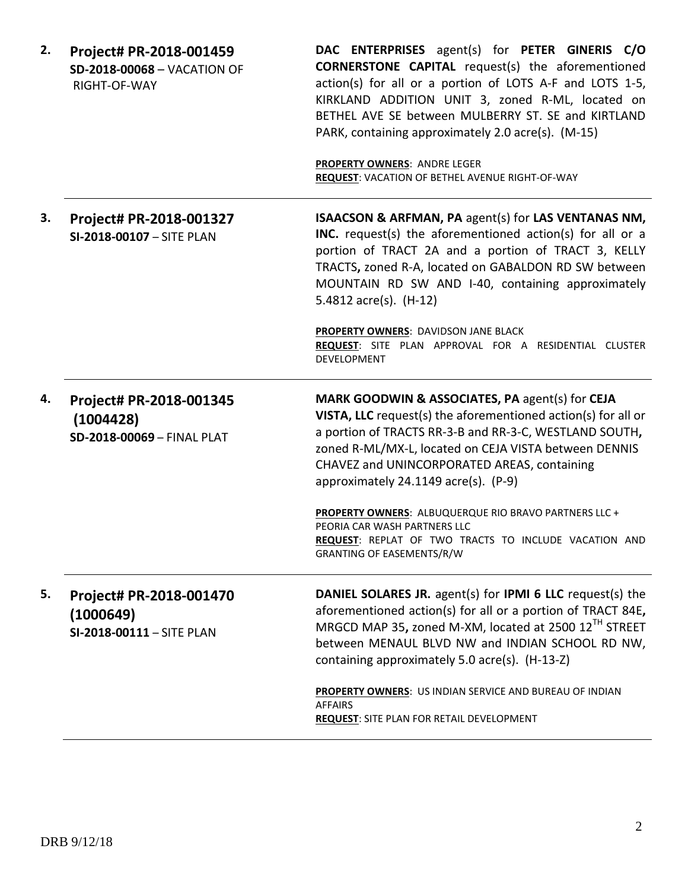2. **Project# PR-2018-001459**
**SD-2018-00068** – VACATION OF RIGHT-OF-WAY

**DAC ENTERPRISES** agent(s) for **PETER GINERIS C/O CORNERSTONE CAPITAL** request(s) the aforementioned action(s) for all or a portion of LOTS A-F and LOTS 1-5, KIRKLAND ADDITION UNIT 3, zoned R-ML, located on BETHEL AVE SE between MULBERRY ST. SE and KIRTLAND PARK, containing approximately 2.0 acre(s). (M-15)

**PROPERTY OWNERS**: ANDRE LEGER
**REQUEST**: VACATION OF BETHEL AVENUE RIGHT-OF-WAY

---

3. **Project# PR-2018-001327**
**SI-2018-00107** – SITE PLAN

**ISAACSON & ARFMAN, PA** agent(s) for **LAS VENTANAS NM, INC.** request(s) the aforementioned action(s) for all or a portion of TRACT 2A and a portion of TRACT 3, KELLY TRACTS**,** zoned R-A, located on GABALDON RD SW between MOUNTAIN RD SW AND I-40, containing approximately 5.4812 acre(s). (H-12)

**PROPERTY OWNERS**: DAVIDSON JANE BLACK
**REQUEST**: SITE PLAN APPROVAL FOR A RESIDENTIAL CLUSTER DEVELOPMENT

---

4. **Project# PR-2018-001345 (1004428)**
**SD-2018-00069** – FINAL PLAT

**MARK GOODWIN & ASSOCIATES, PA** agent(s) for **CEJA VISTA, LLC** request(s) the aforementioned action(s) for all or a portion of TRACTS RR-3-B and RR-3-C, WESTLAND SOUTH**,** zoned R-ML/MX-L, located on CEJA VISTA between DENNIS CHAVEZ and UNINCORPORATED AREAS, containing approximately 24.1149 acre(s). (P-9)

**PROPERTY OWNERS**: ALBUQUERQUE RIO BRAVO PARTNERS LLC + PEORIA CAR WASH PARTNERS LLC
**REQUEST**: REPLAT OF TWO TRACTS TO INCLUDE VACATION AND GRANTING OF EASEMENTS/R/W

---

5. **Project# PR-2018-001470 (1000649)**
**SI-2018-00111** – SITE PLAN

**DANIEL SOLARES JR.** agent(s) for **IPMI 6 LLC** request(s) the aforementioned action(s) for all or a portion of TRACT 84E**,** MRGCD MAP 35**,** zoned M-XM, located at 2500 12TH STREET between MENAUL BLVD NW and INDIAN SCHOOL RD NW, containing approximately 5.0 acre(s). (H-13-Z)

**PROPERTY OWNERS**: US INDIAN SERVICE AND BUREAU OF INDIAN AFFAIRS
**REQUEST**: SITE PLAN FOR RETAIL DEVELOPMENT

---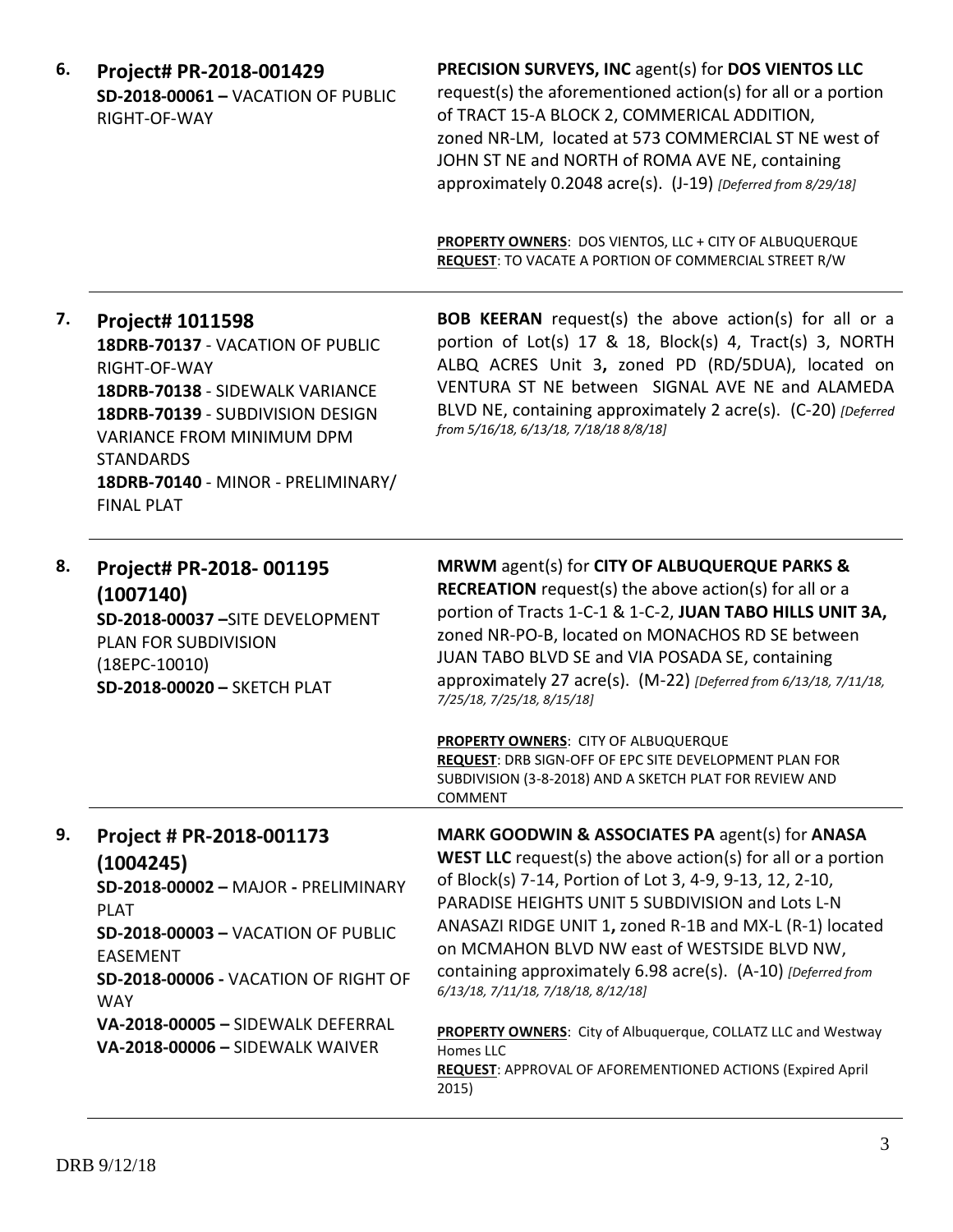6. **Project# PR-2018-001429**
**SD-2018-00061 –** VACATION OF PUBLIC RIGHT-OF-WAY

**PRECISION SURVEYS, INC** agent(s) for **DOS VIENTOS LLC** request(s) the aforementioned action(s) for all or a portion of TRACT 15-A BLOCK 2, COMMERICAL ADDITION, zoned NR-LM, located at 573 COMMERCIAL ST NE west of JOHN ST NE and NORTH of ROMA AVE NE, containing approximately 0.2048 acre(s). (J-19) *[Deferred from 8/29/18]*

**PROPERTY OWNERS**: DOS VIENTOS, LLC + CITY OF ALBUQUERQUE
**REQUEST**: TO VACATE A PORTION OF COMMERCIAL STREET R/W

---

7. **Project# 1011598**
**18DRB-70137** - VACATION OF PUBLIC RIGHT-OF-WAY
**18DRB-70138** - SIDEWALK VARIANCE
**18DRB-70139** - SUBDIVISION DESIGN VARIANCE FROM MINIMUM DPM STANDARDS
**18DRB-70140** - MINOR - PRELIMINARY/ FINAL PLAT

**BOB KEERAN** request(s) the above action(s) for all or a portion of Lot(s) 17 & 18, Block(s) 4, Tract(s) 3, NORTH ALBQ ACRES Unit 3**,** zoned PD (RD/5DUA), located on VENTURA ST NE between SIGNAL AVE NE and ALAMEDA BLVD NE, containing approximately 2 acre(s). (C-20) *[Deferred from 5/16/18, 6/13/18, 7/18/18 8/8/18]*

---

8. **Project# PR-2018- 001195 (1007140)**
**SD-2018-00037 –**SITE DEVELOPMENT PLAN FOR SUBDIVISION
(18EPC-10010)
**SD-2018-00020 –** SKETCH PLAT

**MRWM** agent(s) for **CITY OF ALBUQUERQUE PARKS & RECREATION** request(s) the above action(s) for all or a portion of Tracts 1-C-1 & 1-C-2, **JUAN TABO HILLS UNIT 3A,** zoned NR-PO-B, located on MONACHOS RD SE between JUAN TABO BLVD SE and VIA POSADA SE, containing approximately 27 acre(s). (M-22) *[Deferred from 6/13/18, 7/11/18, 7/25/18, 7/25/18, 8/15/18]*

**PROPERTY OWNERS**: CITY OF ALBUQUERQUE
**REQUEST**: DRB SIGN-OFF OF EPC SITE DEVELOPMENT PLAN FOR SUBDIVISION (3-8-2018) AND A SKETCH PLAT FOR REVIEW AND COMMENT

---

9. **Project # PR-2018-001173 (1004245)**
**SD-2018-00002 –** MAJOR **-** PRELIMINARY PLAT
**SD-2018-00003 –** VACATION OF PUBLIC EASEMENT
**SD-2018-00006 -** VACATION OF RIGHT OF WAY
**VA-2018-00005 –** SIDEWALK DEFERRAL
**VA-2018-00006 –** SIDEWALK WAIVER

**MARK GOODWIN & ASSOCIATES PA** agent(s) for **ANASA WEST LLC** request(s) the above action(s) for all or a portion of Block(s) 7-14, Portion of Lot 3, 4-9, 9-13, 12, 2-10, PARADISE HEIGHTS UNIT 5 SUBDIVISION and Lots L-N ANASAZI RIDGE UNIT 1**,** zoned R-1B and MX-L (R-1) located on MCMAHON BLVD NW east of WESTSIDE BLVD NW, containing approximately 6.98 acre(s). (A-10) *[Deferred from 6/13/18, 7/11/18, 7/18/18, 8/12/18]*

**PROPERTY OWNERS**: City of Albuquerque, COLLATZ LLC and Westway Homes LLC
**REQUEST**: APPROVAL OF AFOREMENTIONED ACTIONS (Expired April 2015)

---

DRB 9/12/18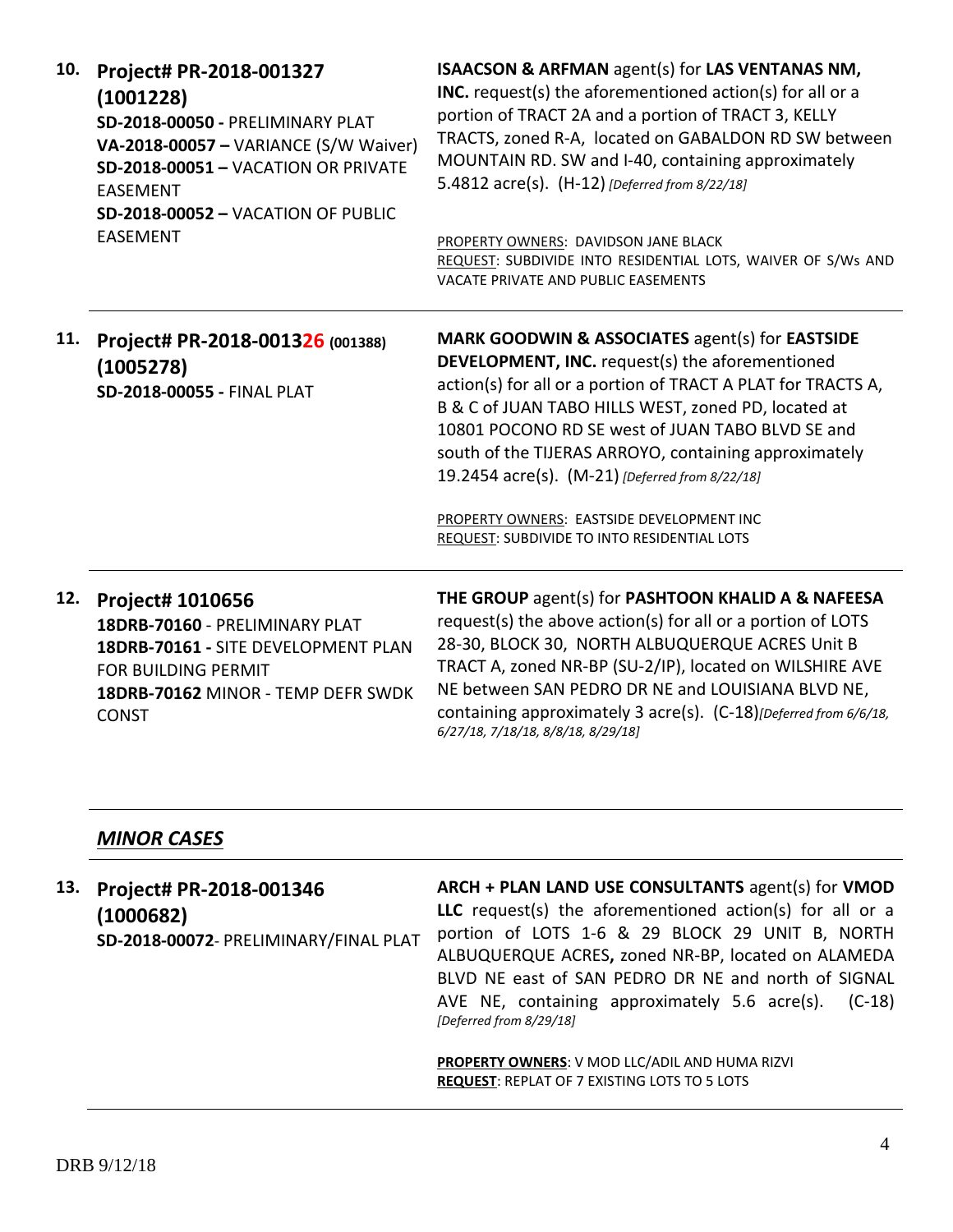**10. Project# PR-2018-001327 (1001228)**
**SD-2018-00050 -** PRELIMINARY PLAT
**VA-2018-00057 –** VARIANCE (S/W Waiver)
**SD-2018-00051 –** VACATION OR PRIVATE EASEMENT
**SD-2018-00052 –** VACATION OF PUBLIC EASEMENT

**ISAACSON & ARFMAN** agent(s) for **LAS VENTANAS NM, INC.** request(s) the aforementioned action(s) for all or a portion of TRACT 2A and a portion of TRACT 3, KELLY TRACTS, zoned R-A, located on GABALDON RD SW between MOUNTAIN RD. SW and I-40, containing approximately 5.4812 acre(s). (H-12) *[Deferred from 8/22/18]*

PROPERTY OWNERS: DAVIDSON JANE BLACK
REQUEST: SUBDIVIDE INTO RESIDENTIAL LOTS, WAIVER OF S/Ws AND VACATE PRIVATE AND PUBLIC EASEMENTS

---

**11. Project# PR-2018-001326 (001388) (1005278)**
**SD-2018-00055 -** FINAL PLAT

**MARK GOODWIN & ASSOCIATES** agent(s) for **EASTSIDE DEVELOPMENT, INC.** request(s) the aforementioned action(s) for all or a portion of TRACT A PLAT for TRACTS A, B & C of JUAN TABO HILLS WEST, zoned PD, located at 10801 POCONO RD SE west of JUAN TABO BLVD SE and south of the TIJERAS ARROYO, containing approximately 19.2454 acre(s). (M-21) *[Deferred from 8/22/18]*

PROPERTY OWNERS: EASTSIDE DEVELOPMENT INC
REQUEST: SUBDIVIDE TO INTO RESIDENTIAL LOTS

---

**12. Project# 1010656**
**18DRB-70160** - PRELIMINARY PLAT
**18DRB-70161 -** SITE DEVELOPMENT PLAN FOR BUILDING PERMIT
**18DRB-70162** MINOR - TEMP DEFR SWDK CONST

**THE GROUP** agent(s) for **PASHTOON KHALID A & NAFEESA** request(s) the above action(s) for all or a portion of LOTS 28-30, BLOCK 30, NORTH ALBUQUERQUE ACRES Unit B TRACT A, zoned NR-BP (SU-2/IP), located on WILSHIRE AVE NE between SAN PEDRO DR NE and LOUISIANA BLVD NE, containing approximately 3 acre(s). (C-18)*[Deferred from 6/6/18, 6/27/18, 7/18/18, 8/8/18, 8/29/18]*

---

## *MINOR CASES*

---

**13. Project# PR-2018-001346 (1000682)**
**SD-2018-00072**- PRELIMINARY/FINAL PLAT

**ARCH + PLAN LAND USE CONSULTANTS** agent(s) for **VMOD LLC** request(s) the aforementioned action(s) for all or a portion of LOTS 1-6 & 29 BLOCK 29 UNIT B, NORTH ALBUQUERQUE ACRES**,** zoned NR-BP, located on ALAMEDA BLVD NE east of SAN PEDRO DR NE and north of SIGNAL AVE NE, containing approximately 5.6 acre(s). (C-18) *[Deferred from 8/29/18]*

**PROPERTY OWNERS**: V MOD LLC/ADIL AND HUMA RIZVI
**REQUEST**: REPLAT OF 7 EXISTING LOTS TO 5 LOTS

---

DRB 9/12/18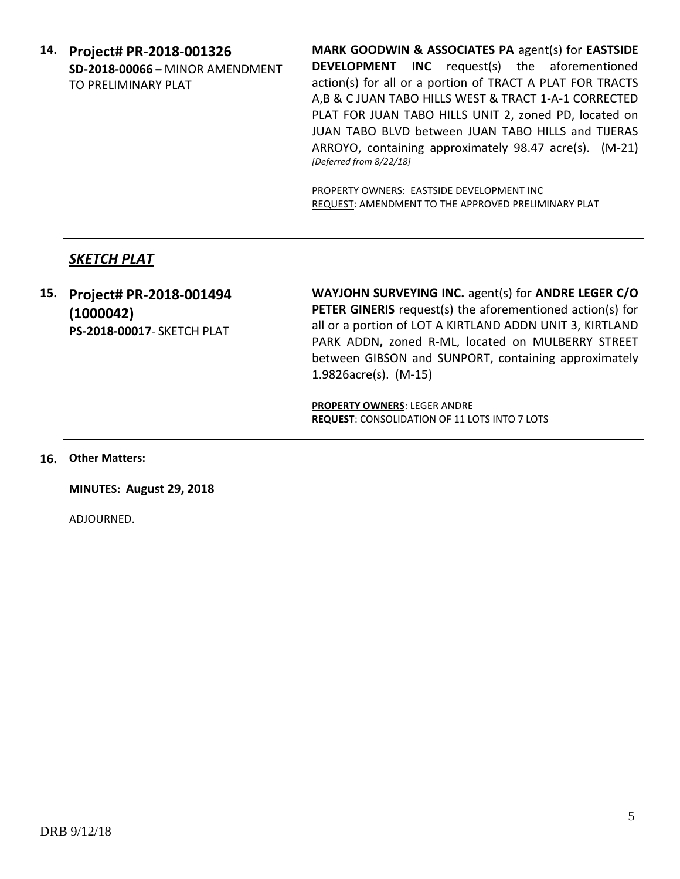**14. Project# PR-2018-001326**
**SD-2018-00066 –** MINOR AMENDMENT TO PRELIMINARY PLAT

**MARK GOODWIN & ASSOCIATES PA** agent(s) for **EASTSIDE DEVELOPMENT INC** request(s) the aforementioned action(s) for all or a portion of TRACT A PLAT FOR TRACTS A,B & C JUAN TABO HILLS WEST & TRACT 1-A-1 CORRECTED PLAT FOR JUAN TABO HILLS UNIT 2, zoned PD, located on JUAN TABO BLVD between JUAN TABO HILLS and TIJERAS ARROYO, containing approximately 98.47 acre(s). (M-21) *[Deferred from 8/22/18]*

PROPERTY OWNERS: EASTSIDE DEVELOPMENT INC
REQUEST: AMENDMENT TO THE APPROVED PRELIMINARY PLAT

## *SKETCH PLAT*

**15. Project# PR-2018-001494 (1000042)**
**PS-2018-00017**- SKETCH PLAT

**WAYJOHN SURVEYING INC.** agent(s) for **ANDRE LEGER C/O PETER GINERIS** request(s) the aforementioned action(s) for all or a portion of LOT A KIRTLAND ADDN UNIT 3, KIRTLAND PARK ADDN**,** zoned R-ML, located on MULBERRY STREET between GIBSON and SUNPORT, containing approximately 1.9826acre(s). (M-15)

**PROPERTY OWNERS**: LEGER ANDRE
**REQUEST**: CONSOLIDATION OF 11 LOTS INTO 7 LOTS

**16. Other Matters:**

**MINUTES: August 29, 2018**

ADJOURNED.